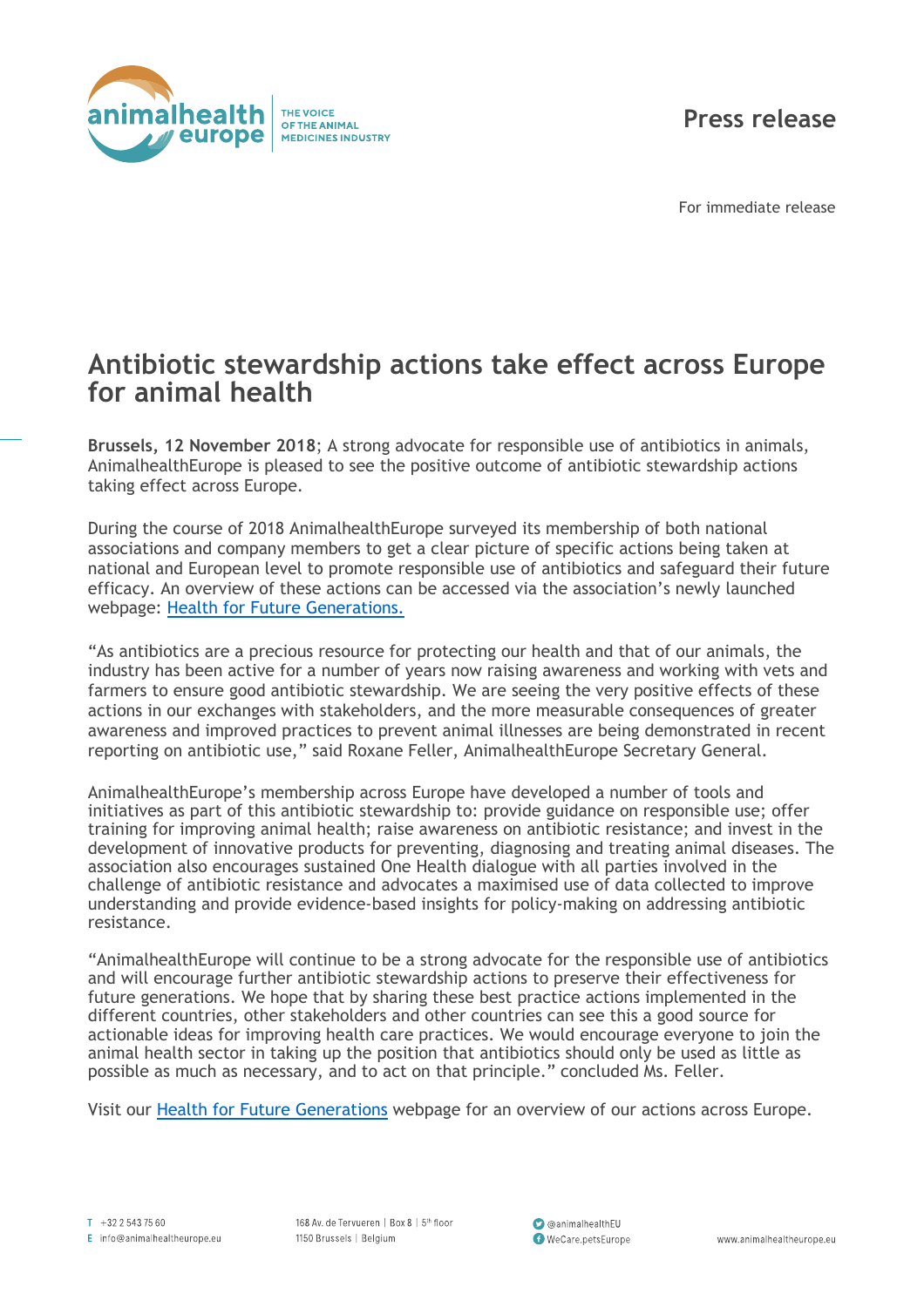animalhealth europe | THE VOICE OF THE ANIMAL MEDICINES INDUSTRY

**Press release**

For immediate release

# Antibiotic stewardship actions take effect across Europe for animal health

**Brussels, 12 November 2018**; A strong advocate for responsible use of antibiotics in animals, AnimalhealthEurope is pleased to see the positive outcome of antibiotic stewardship actions taking effect across Europe.

During the course of 2018 AnimalhealthEurope surveyed its membership of both national associations and company members to get a clear picture of specific actions being taken at national and European level to promote responsible use of antibiotics and safeguard their future efficacy. An overview of these actions can be accessed via the association's newly launched webpage: Health for Future Generations.

"As antibiotics are a precious resource for protecting our health and that of our animals, the industry has been active for a number of years now raising awareness and working with vets and farmers to ensure good antibiotic stewardship. We are seeing the very positive effects of these actions in our exchanges with stakeholders, and the more measurable consequences of greater awareness and improved practices to prevent animal illnesses are being demonstrated in recent reporting on antibiotic use," said Roxane Feller, AnimalhealthEurope Secretary General.

AnimalhealthEurope's membership across Europe have developed a number of tools and initiatives as part of this antibiotic stewardship to: provide guidance on responsible use; offer training for improving animal health; raise awareness on antibiotic resistance; and invest in the development of innovative products for preventing, diagnosing and treating animal diseases. The association also encourages sustained One Health dialogue with all parties involved in the challenge of antibiotic resistance and advocates a maximised use of data collected to improve understanding and provide evidence-based insights for policy-making on addressing antibiotic resistance.

"AnimalhealthEurope will continue to be a strong advocate for the responsible use of antibiotics and will encourage further antibiotic stewardship actions to preserve their effectiveness for future generations. We hope that by sharing these best practice actions implemented in the different countries, other stakeholders and other countries can see this a good source for actionable ideas for improving health care practices. We would encourage everyone to join the animal health sector in taking up the position that antibiotics should only be used as little as possible as much as necessary, and to act on that principle." concluded Ms. Feller.

Visit our Health for Future Generations webpage for an overview of our actions across Europe.

T +32 2 543 75 60
E info@animalhealtheurope.eu

168 Av. de Tervueren | Box 8 | 5th floor
1150 Brussels | Belgium

@animalhealthEU
WeCare.petsEurope

www.animalhealtheurope.eu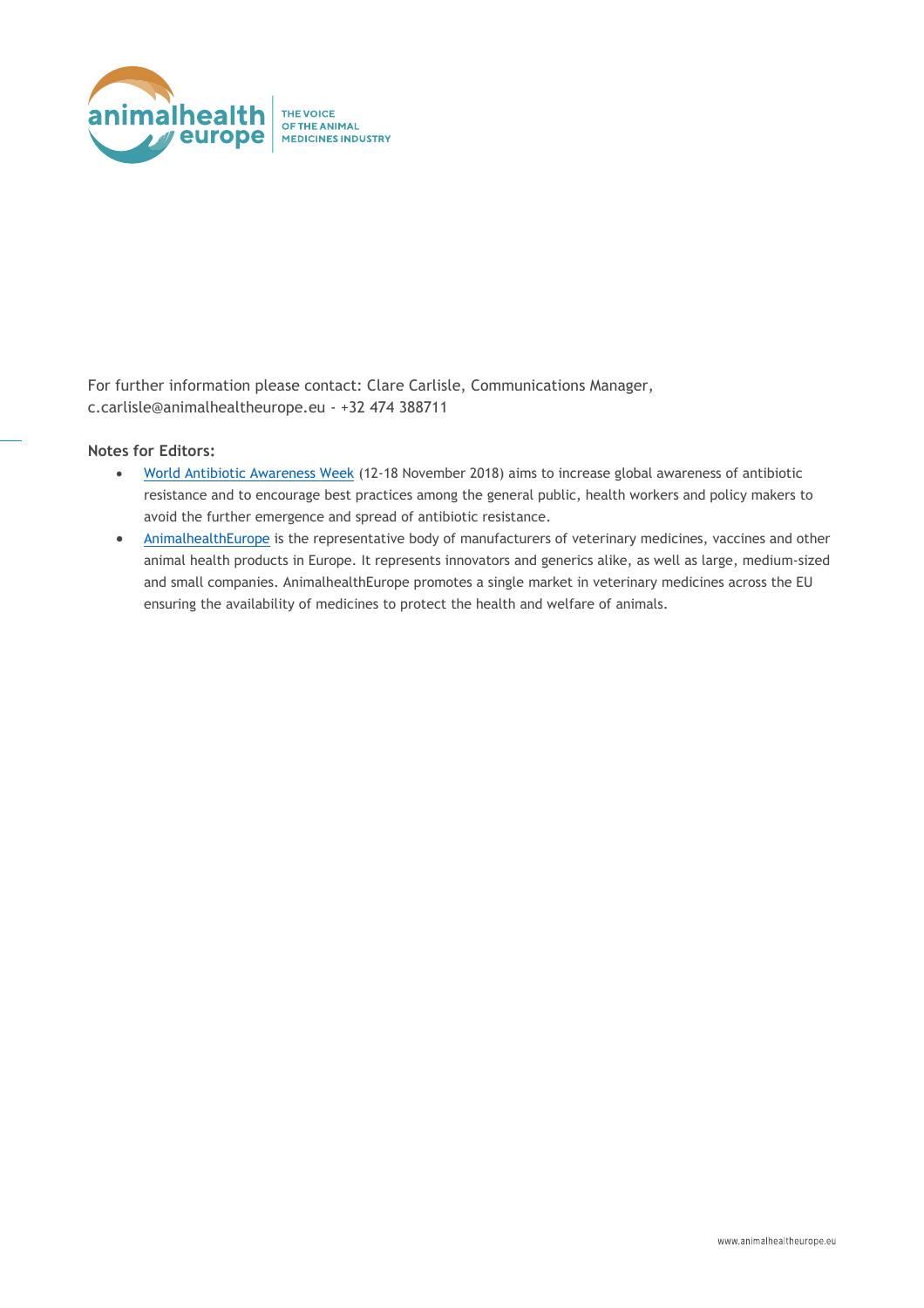For further information please contact: Clare Carlisle, Communications Manager, c.carlisle@animalhealtheurope.eu - +32 474 388711

**Notes for Editors:**

- World Antibiotic Awareness Week (12-18 November 2018) aims to increase global awareness of antibiotic resistance and to encourage best practices among the general public, health workers and policy makers to avoid the further emergence and spread of antibiotic resistance.
- AnimalhealthEurope is the representative body of manufacturers of veterinary medicines, vaccines and other animal health products in Europe. It represents innovators and generics alike, as well as large, medium-sized and small companies. AnimalhealthEurope promotes a single market in veterinary medicines across the EU ensuring the availability of medicines to protect the health and welfare of animals.